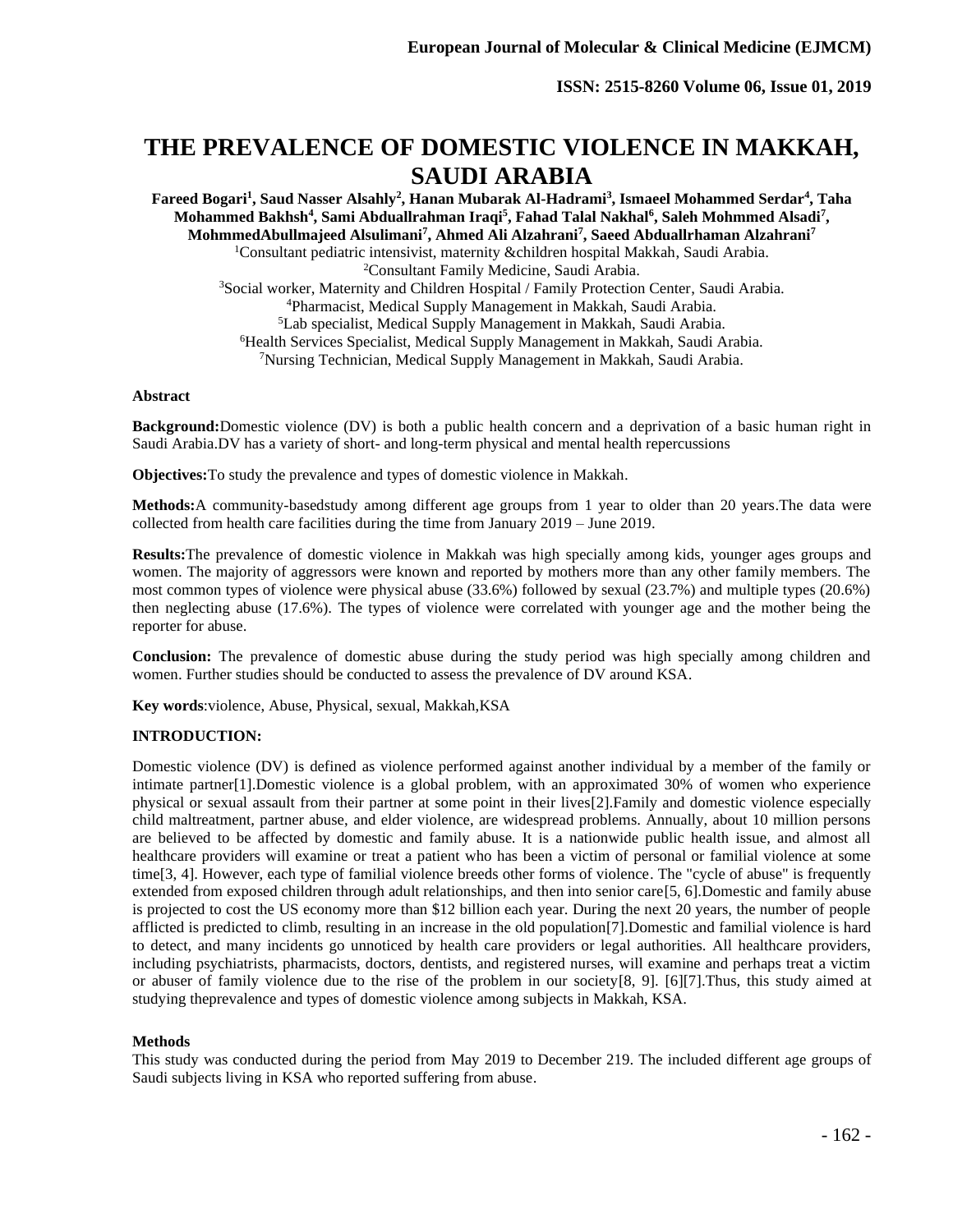# THE PREVALENCE OF DOMESTIC VIOLENCE IN MAKKAH, SAUDI ARABIA

**Fareed Bogari[1], Saud Nasser Alsahly[2], Hanan Mubarak Al-Hadrami[3], Ismaeel Mohammed Serdar[4], Taha Mohammed Bakhsh[4], Sami Abduallrahman Iraqi[5], Fahad Talal Nakhal[6], Saleh Mohmmed Alsadi[7], MohmmedAbullmajeed Alsulimani[7], Ahmed Ali Alzahrani[7], Saeed Abduallrhaman Alzahrani[7]**

[1]Consultant pediatric intensivist, maternity &children hospital Makkah, Saudi Arabia.
[2]Consultant Family Medicine, Saudi Arabia.
[3]Social worker, Maternity and Children Hospital / Family Protection Center, Saudi Arabia.
[4]Pharmacist, Medical Supply Management in Makkah, Saudi Arabia.
[5]Lab specialist, Medical Supply Management in Makkah, Saudi Arabia.
[6]Health Services Specialist, Medical Supply Management in Makkah, Saudi Arabia.
[7]Nursing Technician, Medical Supply Management in Makkah, Saudi Arabia.

**Abstract**

**Background:**Domestic violence (DV) is both a public health concern and a deprivation of a basic human right in Saudi Arabia.DV has a variety of short- and long-term physical and mental health repercussions

**Objectives:**To study the prevalence and types of domestic violence in Makkah.

**Methods:**A community-basedstudy among different age groups from 1 year to older than 20 years.The data were collected from health care facilities during the time from January 2019 – June 2019.

**Results:**The prevalence of domestic violence in Makkah was high specially among kids, younger ages groups and women. The majority of aggressors were known and reported by mothers more than any other family members. The most common types of violence were physical abuse (33.6%) followed by sexual (23.7%) and multiple types (20.6%) then neglecting abuse (17.6%). The types of violence were correlated with younger age and the mother being the reporter for abuse.

**Conclusion:** The prevalence of domestic abuse during the study period was high specially among children and women. Further studies should be conducted to assess the prevalence of DV around KSA.

**Key words**:violence, Abuse, Physical, sexual, Makkah,KSA

**INTRODUCTION:**

Domestic violence (DV) is defined as violence performed against another individual by a member of the family or intimate partner[1].Domestic violence is a global problem, with an approximated 30% of women who experience physical or sexual assault from their partner at some point in their lives[2].Family and domestic violence especially child maltreatment, partner abuse, and elder violence, are widespread problems. Annually, about 10 million persons are believed to be affected by domestic and family abuse. It is a nationwide public health issue, and almost all healthcare providers will examine or treat a patient who has been a victim of personal or familial violence at some time[3, 4]. However, each type of familial violence breeds other forms of violence. The "cycle of abuse" is frequently extended from exposed children through adult relationships, and then into senior care[5, 6].Domestic and family abuse is projected to cost the US economy more than $12 billion each year. During the next 20 years, the number of people afflicted is predicted to climb, resulting in an increase in the old population[7].Domestic and familial violence is hard to detect, and many incidents go unnoticed by health care providers or legal authorities. All healthcare providers, including psychiatrists, pharmacists, doctors, dentists, and registered nurses, will examine and perhaps treat a victim or abuser of family violence due to the rise of the problem in our society[8, 9]. [6][7].Thus, this study aimed at studying theprevalence and types of domestic violence among subjects in Makkah, KSA.

**Methods**

This study was conducted during the period from May 2019 to December 219. The included different age groups of Saudi subjects living in KSA who reported suffering from abuse.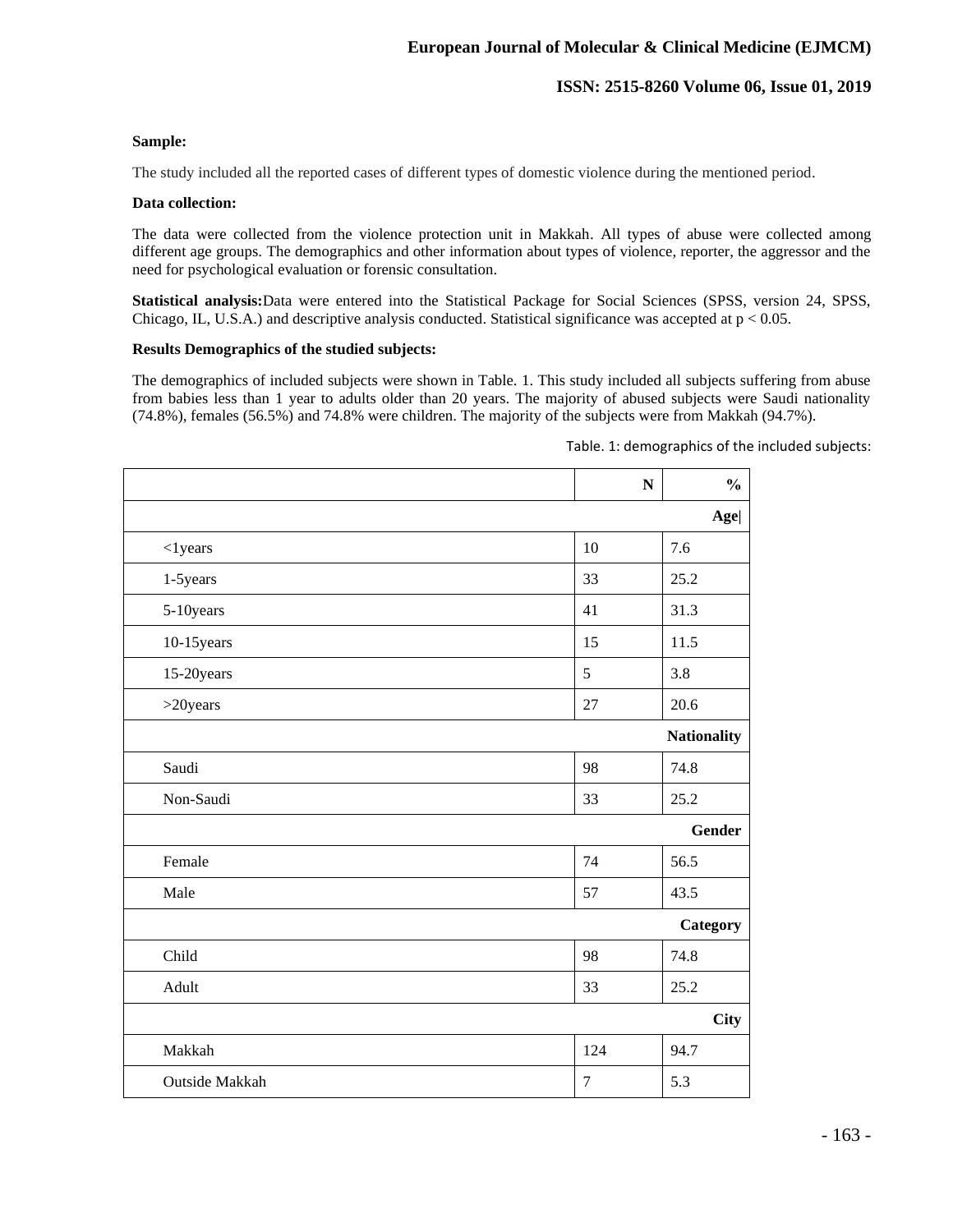**Sample:**

The study included all the reported cases of different types of domestic violence during the mentioned period.

**Data collection:**

The data were collected from the violence protection unit in Makkah. All types of abuse were collected among different age groups. The demographics and other information about types of violence, reporter, the aggressor and the need for psychological evaluation or forensic consultation.

**Statistical analysis:**Data were entered into the Statistical Package for Social Sciences (SPSS, version 24, SPSS, Chicago, IL, U.S.A.) and descriptive analysis conducted. Statistical significance was accepted at $p < 0.05$.

**Results Demographics of the studied subjects:**

The demographics of included subjects were shown in Table. 1. This study included all subjects suffering from abuse from babies less than 1 year to adults older than 20 years. The majority of abused subjects were Saudi nationality (74.8%), females (56.5%) and 74.8% were children. The majority of the subjects were from Makkah (94.7%).

Table. 1: demographics of the included subjects:

| | N | % |
|---|---|---|
| **Age** | | |
| <1years | 10 | 7.6 |
| 1-5years | 33 | 25.2 |
| 5-10years | 41 | 31.3 |
| 10-15years | 15 | 11.5 |
| 15-20years | 5 | 3.8 |
| >20years | 27 | 20.6 |
| **Nationality** | | |
| Saudi | 98 | 74.8 |
| Non-Saudi | 33 | 25.2 |
| **Gender** | | |
| Female | 74 | 56.5 |
| Male | 57 | 43.5 |
| **Category** | | |
| Child | 98 | 74.8 |
| Adult | 33 | 25.2 |
| **City** | | |
| Makkah | 124 | 94.7 |
| Outside Makkah | 7 | 5.3 |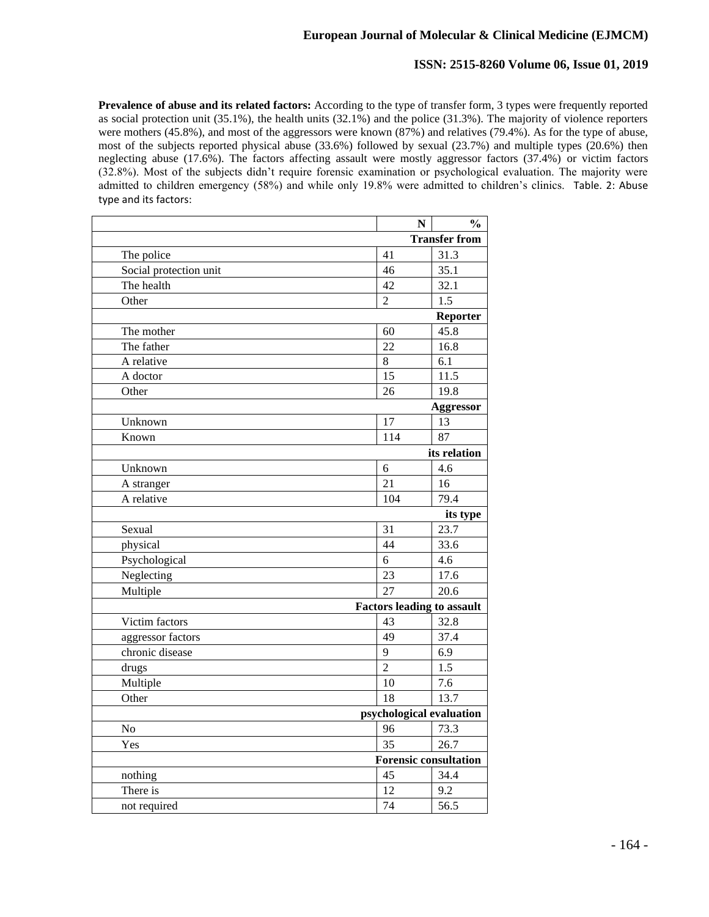**Prevalence of abuse and its related factors:** According to the type of transfer form, 3 types were frequently reported as social protection unit (35.1%), the health units (32.1%) and the police (31.3%). The majority of violence reporters were mothers (45.8%), and most of the aggressors were known (87%) and relatives (79.4%). As for the type of abuse, most of the subjects reported physical abuse (33.6%) followed by sexual (23.7%) and multiple types (20.6%) then neglecting abuse (17.6%). The factors affecting assault were mostly aggressor factors (37.4%) or victim factors (32.8%). Most of the subjects didn't require forensic examination or psychological evaluation. The majority were admitted to children emergency (58%) and while only 19.8% were admitted to children's clinics. Table. 2: Abuse type and its factors:

| | N | % |
|---|---|---|
| **Transfer from** | | |
| The police | 41 | 31.3 |
| Social protection unit | 46 | 35.1 |
| The health | 42 | 32.1 |
| Other | 2 | 1.5 |
| **Reporter** | | |
| The mother | 60 | 45.8 |
| The father | 22 | 16.8 |
| A relative | 8 | 6.1 |
| A doctor | 15 | 11.5 |
| Other | 26 | 19.8 |
| **Aggressor** | | |
| Unknown | 17 | 13 |
| Known | 114 | 87 |
| **its relation** | | |
| Unknown | 6 | 4.6 |
| A stranger | 21 | 16 |
| A relative | 104 | 79.4 |
| **its type** | | |
| Sexual | 31 | 23.7 |
| physical | 44 | 33.6 |
| Psychological | 6 | 4.6 |
| Neglecting | 23 | 17.6 |
| Multiple | 27 | 20.6 |
| **Factors leading to assault** | | |
| Victim factors | 43 | 32.8 |
| aggressor factors | 49 | 37.4 |
| chronic disease | 9 | 6.9 |
| drugs | 2 | 1.5 |
| Multiple | 10 | 7.6 |
| Other | 18 | 13.7 |
| **psychological evaluation** | | |
| No | 96 | 73.3 |
| Yes | 35 | 26.7 |
| **Forensic consultation** | | |
| nothing | 45 | 34.4 |
| There is | 12 | 9.2 |
| not required | 74 | 56.5 |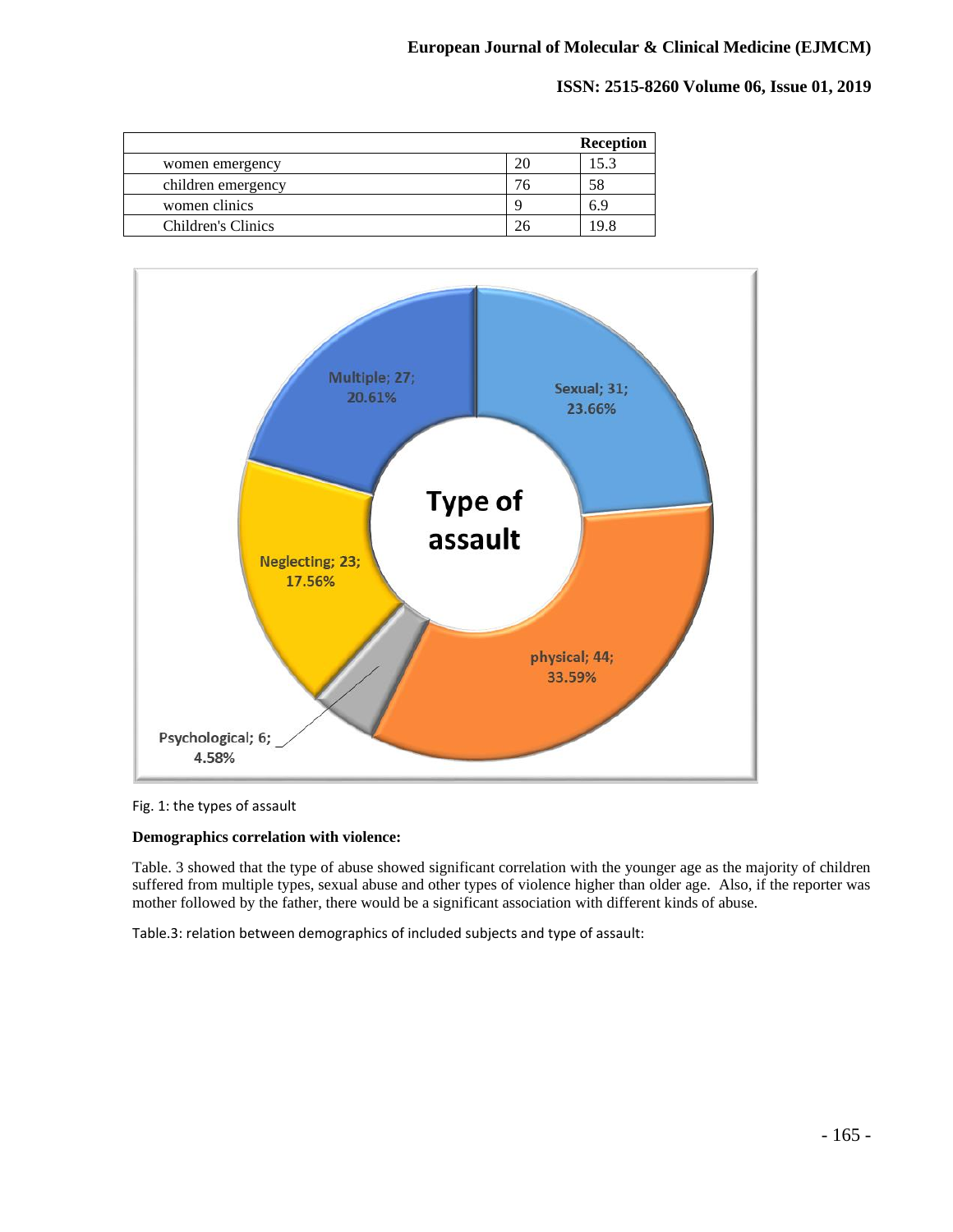| | | Reception |
|---|---|---|
| women emergency | 20 | 15.3 |
| children emergency | 76 | 58 |
| women clinics | 9 | 6.9 |
| Children's Clinics | 26 | 19.8 |

Fig. 1: the types of assault

**Demographics correlation with violence:**

Table. 3 showed that the type of abuse showed significant correlation with the younger age as the majority of children suffered from multiple types, sexual abuse and other types of violence higher than older age. Also, if the reporter was mother followed by the father, there would be a significant association with different kinds of abuse.

Table.3: relation between demographics of included subjects and type of assault: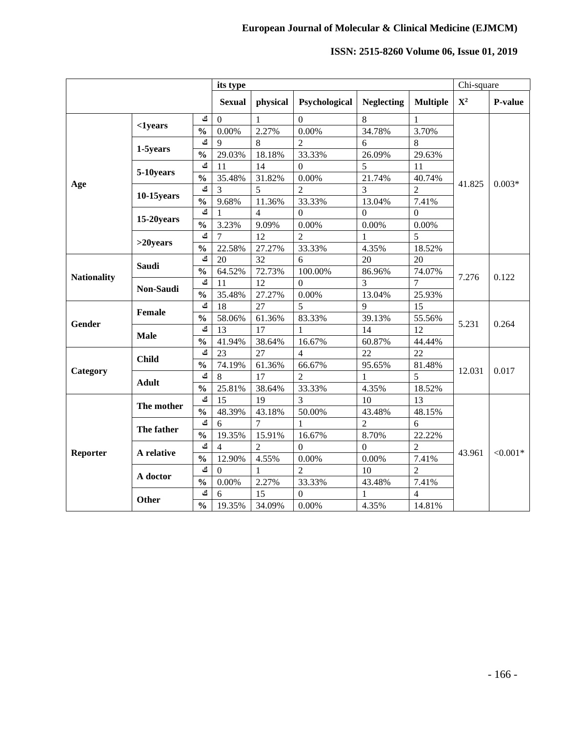| | | | its type | | | | | Chi-square | |
|---|---|---|---|---|---|---|---|---|---|
| | | | **Sexual** | **physical** | **Psychological** | **Neglecting** | **Multiple** | $X^2$ | **P-value** |
| **Age** | **<1years** | ك | 0 | 1 | 0 | 8 | 1 | 41.825 | 0.003* |
| | | **%** | 0.00% | 2.27% | 0.00% | 34.78% | 3.70% | | |
| | **1-5years** | ك | 9 | 8 | 2 | 6 | 8 | | |
| | | **%** | 29.03% | 18.18% | 33.33% | 26.09% | 29.63% | | |
| | **5-10years** | ك | 11 | 14 | 0 | 5 | 11 | | |
| | | **%** | 35.48% | 31.82% | 0.00% | 21.74% | 40.74% | | |
| | **10-15years** | ك | 3 | 5 | 2 | 3 | 2 | | |
| | | **%** | 9.68% | 11.36% | 33.33% | 13.04% | 7.41% | | |
| | **15-20years** | ك | 1 | 4 | 0 | 0 | 0 | | |
| | | **%** | 3.23% | 9.09% | 0.00% | 0.00% | 0.00% | | |
| | **>20years** | ك | 7 | 12 | 2 | 1 | 5 | | |
| | | **%** | 22.58% | 27.27% | 33.33% | 4.35% | 18.52% | | |
| **Nationality** | **Saudi** | ك | 20 | 32 | 6 | 20 | 20 | 7.276 | 0.122 |
| | | **%** | 64.52% | 72.73% | 100.00% | 86.96% | 74.07% | | |
| | **Non-Saudi** | ك | 11 | 12 | 0 | 3 | 7 | | |
| | | **%** | 35.48% | 27.27% | 0.00% | 13.04% | 25.93% | | |
| **Gender** | **Female** | ك | 18 | 27 | 5 | 9 | 15 | 5.231 | 0.264 |
| | | **%** | 58.06% | 61.36% | 83.33% | 39.13% | 55.56% | | |
| | **Male** | ك | 13 | 17 | 1 | 14 | 12 | | |
| | | **%** | 41.94% | 38.64% | 16.67% | 60.87% | 44.44% | | |
| **Category** | **Child** | ك | 23 | 27 | 4 | 22 | 22 | 12.031 | 0.017 |
| | | **%** | 74.19% | 61.36% | 66.67% | 95.65% | 81.48% | | |
| | **Adult** | ك | 8 | 17 | 2 | 1 | 5 | | |
| | | **%** | 25.81% | 38.64% | 33.33% | 4.35% | 18.52% | | |
| **Reporter** | **The mother** | ك | 15 | 19 | 3 | 10 | 13 | 43.961 | <0.001* |
| | | **%** | 48.39% | 43.18% | 50.00% | 43.48% | 48.15% | | |
| | **The father** | ك | 6 | 7 | 1 | 2 | 6 | | |
| | | **%** | 19.35% | 15.91% | 16.67% | 8.70% | 22.22% | | |
| | **A relative** | ك | 4 | 2 | 0 | 0 | 2 | | |
| | | **%** | 12.90% | 4.55% | 0.00% | 0.00% | 7.41% | | |
| | **A doctor** | ك | 0 | 1 | 2 | 10 | 2 | | |
| | | **%** | 0.00% | 2.27% | 33.33% | 43.48% | 7.41% | | |
| | **Other** | ك | 6 | 15 | 0 | 1 | 4 | | |
| | | **%** | 19.35% | 34.09% | 0.00% | 4.35% | 14.81% | | |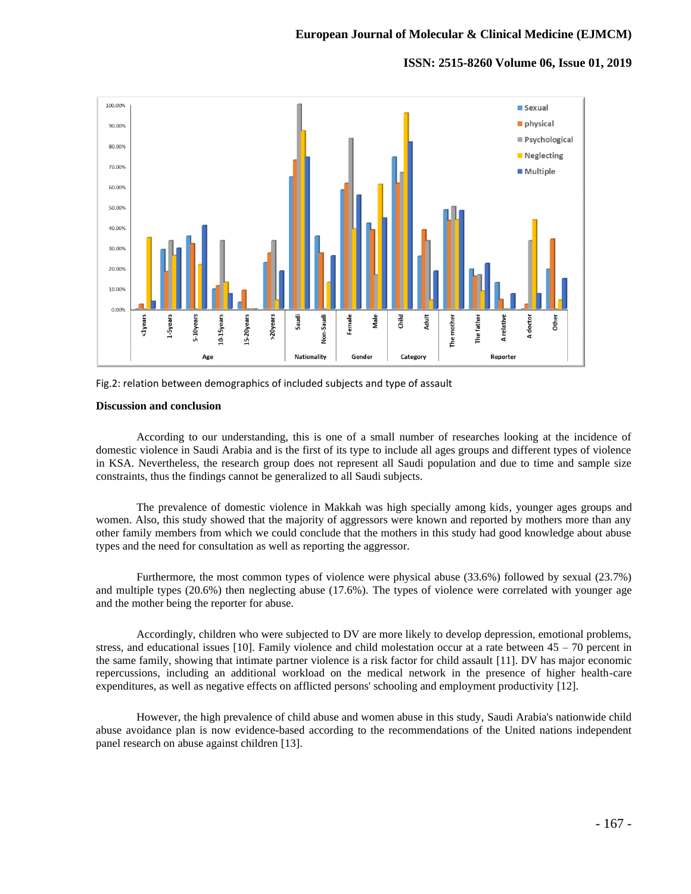Fig.2: relation between demographics of included subjects and type of assault

**Discussion and conclusion**

According to our understanding, this is one of a small number of researches looking at the incidence of domestic violence in Saudi Arabia and is the first of its type to include all ages groups and different types of violence in KSA. Nevertheless, the research group does not represent all Saudi population and due to time and sample size constraints, thus the findings cannot be generalized to all Saudi subjects.

The prevalence of domestic violence in Makkah was high specially among kids, younger ages groups and women. Also, this study showed that the majority of aggressors were known and reported by mothers more than any other family members from which we could conclude that the mothers in this study had good knowledge about abuse types and the need for consultation as well as reporting the aggressor.

Furthermore, the most common types of violence were physical abuse (33.6%) followed by sexual (23.7%) and multiple types (20.6%) then neglecting abuse (17.6%). The types of violence were correlated with younger age and the mother being the reporter for abuse.

Accordingly, children who were subjected to DV are more likely to develop depression, emotional problems, stress, and educational issues [10]. Family violence and child molestation occur at a rate between 45 – 70 percent in the same family, showing that intimate partner violence is a risk factor for child assault [11]. DV has major economic repercussions, including an additional workload on the medical network in the presence of higher health-care expenditures, as well as negative effects on afflicted persons' schooling and employment productivity [12].

However, the high prevalence of child abuse and women abuse in this study, Saudi Arabia's nationwide child abuse avoidance plan is now evidence-based according to the recommendations of the United nations independent panel research on abuse against children [13].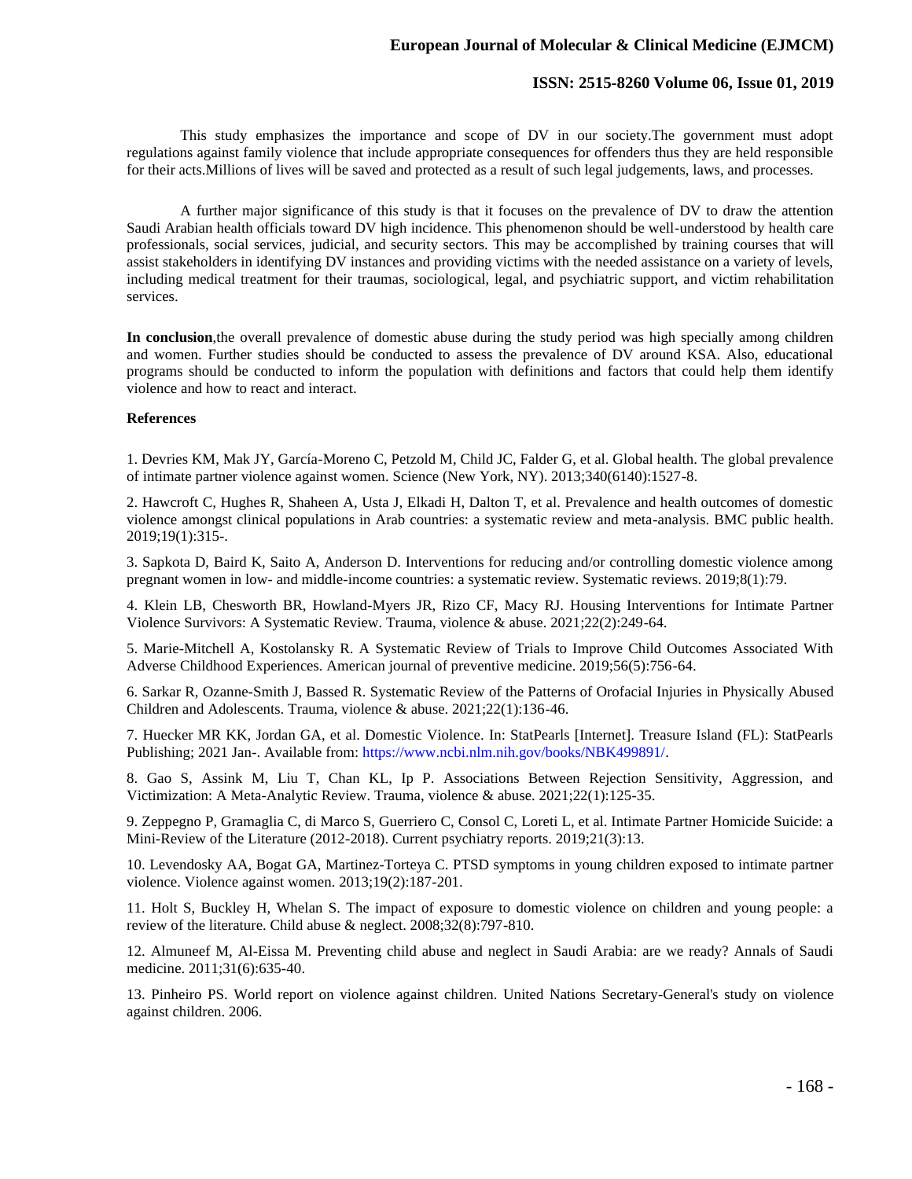This study emphasizes the importance and scope of DV in our society.The government must adopt regulations against family violence that include appropriate consequences for offenders thus they are held responsible for their acts.Millions of lives will be saved and protected as a result of such legal judgements, laws, and processes.

A further major significance of this study is that it focuses on the prevalence of DV to draw the attention Saudi Arabian health officials toward DV high incidence. This phenomenon should be well-understood by health care professionals, social services, judicial, and security sectors. This may be accomplished by training courses that will assist stakeholders in identifying DV instances and providing victims with the needed assistance on a variety of levels, including medical treatment for their traumas, sociological, legal, and psychiatric support, and victim rehabilitation services.

**In conclusion**,the overall prevalence of domestic abuse during the study period was high specially among children and women. Further studies should be conducted to assess the prevalence of DV around KSA. Also, educational programs should be conducted to inform the population with definitions and factors that could help them identify violence and how to react and interact.

**References**

1. Devries KM, Mak JY, García-Moreno C, Petzold M, Child JC, Falder G, et al. Global health. The global prevalence of intimate partner violence against women. Science (New York, NY). 2013;340(6140):1527-8.

2. Hawcroft C, Hughes R, Shaheen A, Usta J, Elkadi H, Dalton T, et al. Prevalence and health outcomes of domestic violence amongst clinical populations in Arab countries: a systematic review and meta-analysis. BMC public health. 2019;19(1):315-.

3. Sapkota D, Baird K, Saito A, Anderson D. Interventions for reducing and/or controlling domestic violence among pregnant women in low- and middle-income countries: a systematic review. Systematic reviews. 2019;8(1):79.

4. Klein LB, Chesworth BR, Howland-Myers JR, Rizo CF, Macy RJ. Housing Interventions for Intimate Partner Violence Survivors: A Systematic Review. Trauma, violence & abuse. 2021;22(2):249-64.

5. Marie-Mitchell A, Kostolansky R. A Systematic Review of Trials to Improve Child Outcomes Associated With Adverse Childhood Experiences. American journal of preventive medicine. 2019;56(5):756-64.

6. Sarkar R, Ozanne-Smith J, Bassed R. Systematic Review of the Patterns of Orofacial Injuries in Physically Abused Children and Adolescents. Trauma, violence & abuse. 2021;22(1):136-46.

7. Huecker MR KK, Jordan GA, et al. Domestic Violence. In: StatPearls [Internet]. Treasure Island (FL): StatPearls Publishing; 2021 Jan-. Available from: https://www.ncbi.nlm.nih.gov/books/NBK499891/.

8. Gao S, Assink M, Liu T, Chan KL, Ip P. Associations Between Rejection Sensitivity, Aggression, and Victimization: A Meta-Analytic Review. Trauma, violence & abuse. 2021;22(1):125-35.

9. Zeppegno P, Gramaglia C, di Marco S, Guerriero C, Consol C, Loreti L, et al. Intimate Partner Homicide Suicide: a Mini-Review of the Literature (2012-2018). Current psychiatry reports. 2019;21(3):13.

10. Levendosky AA, Bogat GA, Martinez-Torteya C. PTSD symptoms in young children exposed to intimate partner violence. Violence against women. 2013;19(2):187-201.

11. Holt S, Buckley H, Whelan S. The impact of exposure to domestic violence on children and young people: a review of the literature. Child abuse & neglect. 2008;32(8):797-810.

12. Almuneef M, Al-Eissa M. Preventing child abuse and neglect in Saudi Arabia: are we ready? Annals of Saudi medicine. 2011;31(6):635-40.

13. Pinheiro PS. World report on violence against children. United Nations Secretary-General's study on violence against children. 2006.